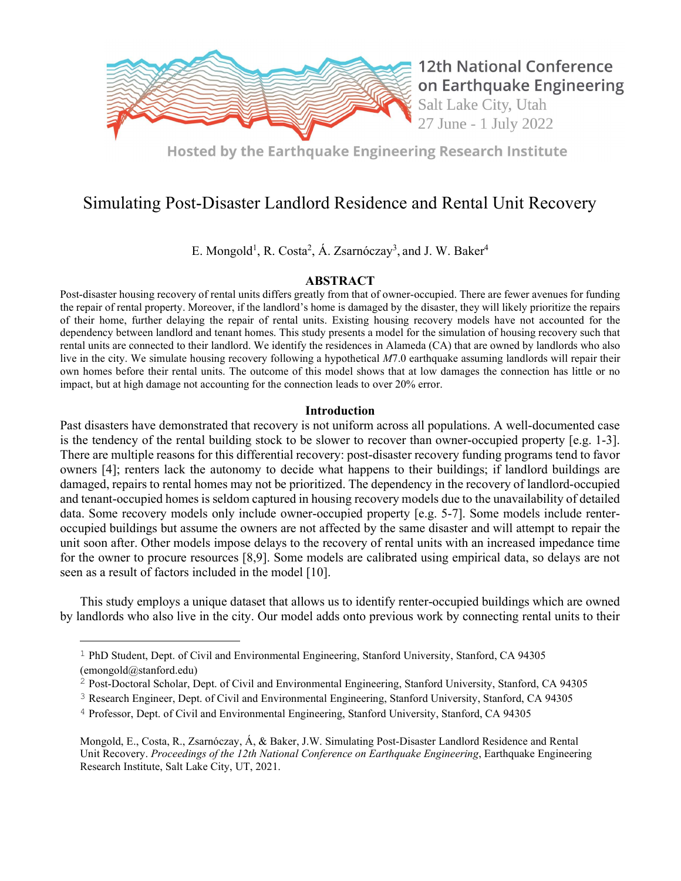# Simulating Post-Disaster Landlord Residence and Rental Unit Recovery

E. Mongold[1], R. Costa[2], Á. Zsarnóczay[3], and J. W. Baker[4]

## ABSTRACT

Post-disaster housing recovery of rental units differs greatly from that of owner-occupied. There are fewer avenues for funding the repair of rental property. Moreover, if the landlord's home is damaged by the disaster, they will likely prioritize the repairs of their home, further delaying the repair of rental units. Existing housing recovery models have not accounted for the dependency between landlord and tenant homes. This study presents a model for the simulation of housing recovery such that rental units are connected to their landlord. We identify the residences in Alameda (CA) that are owned by landlords who also live in the city. We simulate housing recovery following a hypothetical *M*7.0 earthquake assuming landlords will repair their own homes before their rental units. The outcome of this model shows that at low damages the connection has little or no impact, but at high damage not accounting for the connection leads to over 20% error.

## Introduction

Past disasters have demonstrated that recovery is not uniform across all populations. A well-documented case is the tendency of the rental building stock to be slower to recover than owner-occupied property [e.g. 1-3]. There are multiple reasons for this differential recovery: post-disaster recovery funding programs tend to favor owners [4]; renters lack the autonomy to decide what happens to their buildings; if landlord buildings are damaged, repairs to rental homes may not be prioritized. The dependency in the recovery of landlord-occupied and tenant-occupied homes is seldom captured in housing recovery models due to the unavailability of detailed data. Some recovery models only include owner-occupied property [e.g. 5-7]. Some models include renter-occupied buildings but assume the owners are not affected by the same disaster and will attempt to repair the unit soon after. Other models impose delays to the recovery of rental units with an increased impedance time for the owner to procure resources [8,9]. Some models are calibrated using empirical data, so delays are not seen as a result of factors included in the model [10].

This study employs a unique dataset that allows us to identify renter-occupied buildings which are owned by landlords who also live in the city. Our model adds onto previous work by connecting rental units to their

---

[1] PhD Student, Dept. of Civil and Environmental Engineering, Stanford University, Stanford, CA 94305 (emongold@stanford.edu)

[2] Post-Doctoral Scholar, Dept. of Civil and Environmental Engineering, Stanford University, Stanford, CA 94305

[3] Research Engineer, Dept. of Civil and Environmental Engineering, Stanford University, Stanford, CA 94305

[4] Professor, Dept. of Civil and Environmental Engineering, Stanford University, Stanford, CA 94305

Mongold, E., Costa, R., Zsarnóczay, Á., & Baker, J.W. Simulating Post-Disaster Landlord Residence and Rental Unit Recovery. *Proceedings of the 12th National Conference on Earthquake Engineering*, Earthquake Engineering Research Institute, Salt Lake City, UT, 2021.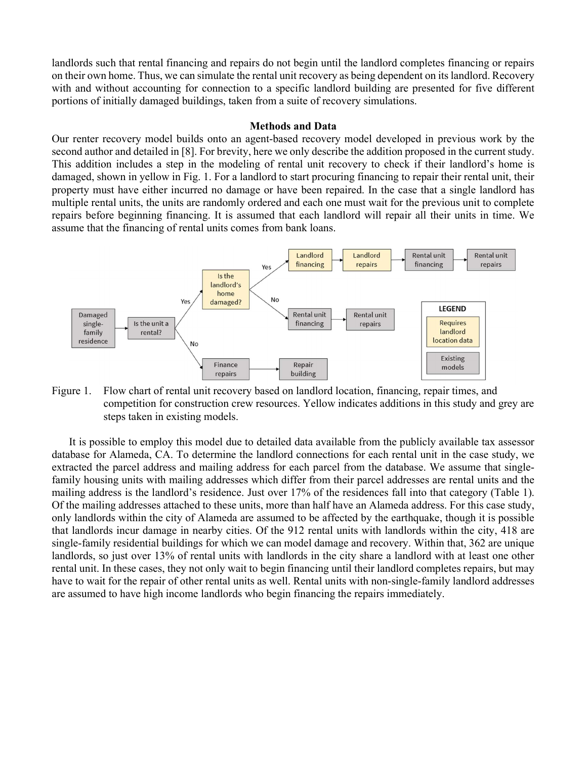landlords such that rental financing and repairs do not begin until the landlord completes financing or repairs on their own home. Thus, we can simulate the rental unit recovery as being dependent on its landlord. Recovery with and without accounting for connection to a specific landlord building are presented for five different portions of initially damaged buildings, taken from a suite of recovery simulations.

## Methods and Data

Our renter recovery model builds onto an agent-based recovery model developed in previous work by the second author and detailed in [8]. For brevity, here we only describe the addition proposed in the current study. This addition includes a step in the modeling of rental unit recovery to check if their landlord's home is damaged, shown in yellow in Fig. 1. For a landlord to start procuring financing to repair their rental unit, their property must have either incurred no damage or have been repaired. In the case that a single landlord has multiple rental units, the units are randomly ordered and each one must wait for the previous unit to complete repairs before beginning financing. It is assumed that each landlord will repair all their units in time. We assume that the financing of rental units comes from bank loans.

Figure 1. Flow chart of rental unit recovery based on landlord location, financing, repair times, and competition for construction crew resources. Yellow indicates additions in this study and grey are steps taken in existing models.

It is possible to employ this model due to detailed data available from the publicly available tax assessor database for Alameda, CA. To determine the landlord connections for each rental unit in the case study, we extracted the parcel address and mailing address for each parcel from the database. We assume that single-family housing units with mailing addresses which differ from their parcel addresses are rental units and the mailing address is the landlord's residence. Just over 17% of the residences fall into that category (Table 1). Of the mailing addresses attached to these units, more than half have an Alameda address. For this case study, only landlords within the city of Alameda are assumed to be affected by the earthquake, though it is possible that landlords incur damage in nearby cities. Of the 912 rental units with landlords within the city, 418 are single-family residential buildings for which we can model damage and recovery. Within that, 362 are unique landlords, so just over 13% of rental units with landlords in the city share a landlord with at least one other rental unit. In these cases, they not only wait to begin financing until their landlord completes repairs, but may have to wait for the repair of other rental units as well. Rental units with non-single-family landlord addresses are assumed to have high income landlords who begin financing the repairs immediately.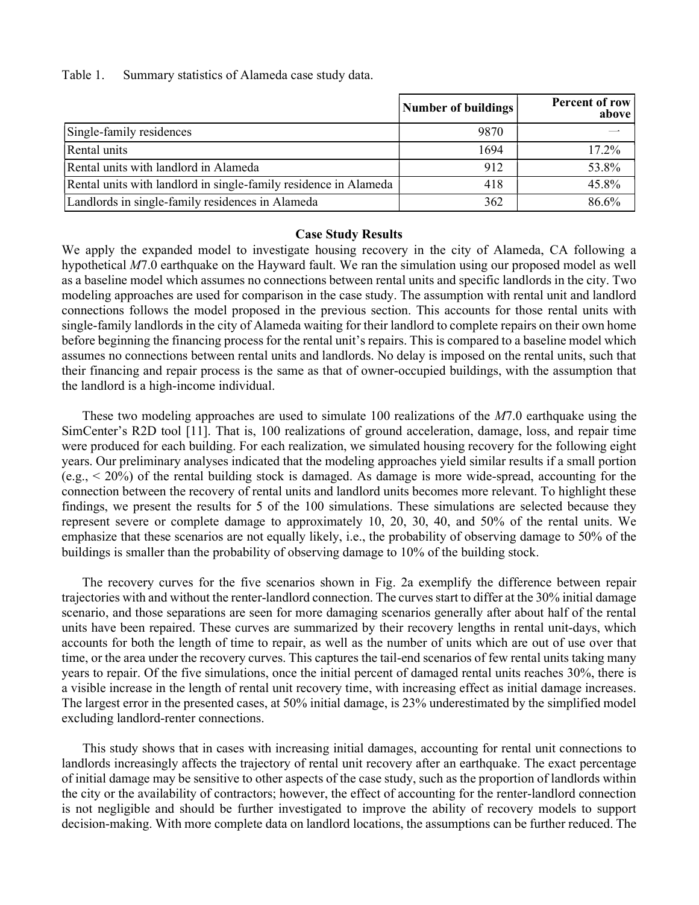Table 1. Summary statistics of Alameda case study data.

| | Number of buildings | Percent of row above |
|---|---|---|
| Single-family residences | 9870 | — |
| Rental units | 1694 | 17.2% |
| Rental units with landlord in Alameda | 912 | 53.8% |
| Rental units with landlord in single-family residence in Alameda | 418 | 45.8% |
| Landlords in single-family residences in Alameda | 362 | 86.6% |

## Case Study Results

We apply the expanded model to investigate housing recovery in the city of Alameda, CA following a hypothetical *M*7.0 earthquake on the Hayward fault. We ran the simulation using our proposed model as well as a baseline model which assumes no connections between rental units and specific landlords in the city. Two modeling approaches are used for comparison in the case study. The assumption with rental unit and landlord connections follows the model proposed in the previous section. This accounts for those rental units with single-family landlords in the city of Alameda waiting for their landlord to complete repairs on their own home before beginning the financing process for the rental unit's repairs. This is compared to a baseline model which assumes no connections between rental units and landlords. No delay is imposed on the rental units, such that their financing and repair process is the same as that of owner-occupied buildings, with the assumption that the landlord is a high-income individual.

These two modeling approaches are used to simulate 100 realizations of the *M*7.0 earthquake using the SimCenter's R2D tool [11]. That is, 100 realizations of ground acceleration, damage, loss, and repair time were produced for each building. For each realization, we simulated housing recovery for the following eight years. Our preliminary analyses indicated that the modeling approaches yield similar results if a small portion (e.g., < 20%) of the rental building stock is damaged. As damage is more wide-spread, accounting for the connection between the recovery of rental units and landlord units becomes more relevant. To highlight these findings, we present the results for 5 of the 100 simulations. These simulations are selected because they represent severe or complete damage to approximately 10, 20, 30, 40, and 50% of the rental units. We emphasize that these scenarios are not equally likely, i.e., the probability of observing damage to 50% of the buildings is smaller than the probability of observing damage to 10% of the building stock.

The recovery curves for the five scenarios shown in Fig. 2a exemplify the difference between repair trajectories with and without the renter-landlord connection. The curves start to differ at the 30% initial damage scenario, and those separations are seen for more damaging scenarios generally after about half of the rental units have been repaired. These curves are summarized by their recovery lengths in rental unit-days, which accounts for both the length of time to repair, as well as the number of units which are out of use over that time, or the area under the recovery curves. This captures the tail-end scenarios of few rental units taking many years to repair. Of the five simulations, once the initial percent of damaged rental units reaches 30%, there is a visible increase in the length of rental unit recovery time, with increasing effect as initial damage increases. The largest error in the presented cases, at 50% initial damage, is 23% underestimated by the simplified model excluding landlord-renter connections.

This study shows that in cases with increasing initial damages, accounting for rental unit connections to landlords increasingly affects the trajectory of rental unit recovery after an earthquake. The exact percentage of initial damage may be sensitive to other aspects of the case study, such as the proportion of landlords within the city or the availability of contractors; however, the effect of accounting for the renter-landlord connection is not negligible and should be further investigated to improve the ability of recovery models to support decision-making. With more complete data on landlord locations, the assumptions can be further reduced. The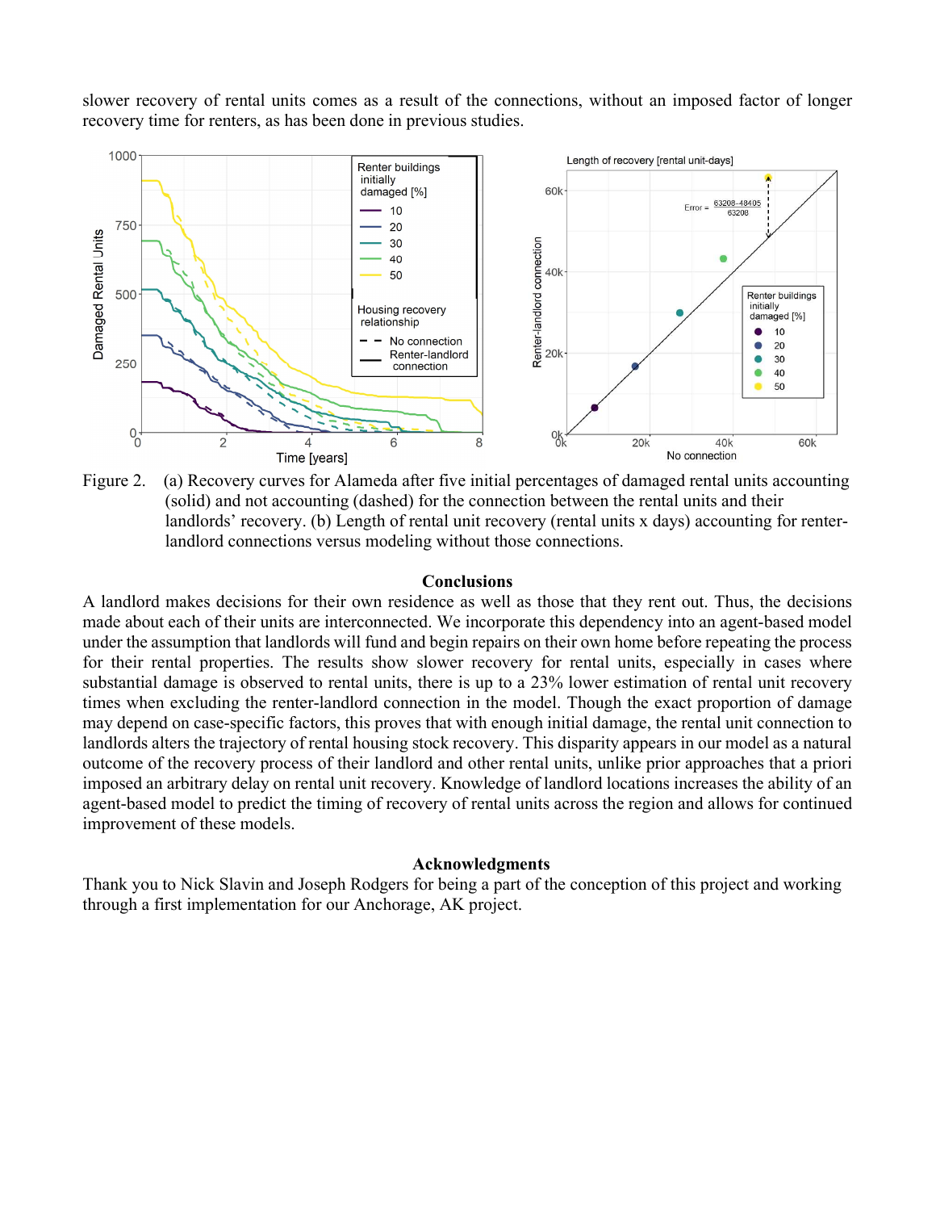slower recovery of rental units comes as a result of the connections, without an imposed factor of longer recovery time for renters, as has been done in previous studies.

Figure 2. (a) Recovery curves for Alameda after five initial percentages of damaged rental units accounting (solid) and not accounting (dashed) for the connection between the rental units and their landlords' recovery. (b) Length of rental unit recovery (rental units x days) accounting for renter-landlord connections versus modeling without those connections.

## Conclusions

A landlord makes decisions for their own residence as well as those that they rent out. Thus, the decisions made about each of their units are interconnected. We incorporate this dependency into an agent-based model under the assumption that landlords will fund and begin repairs on their own home before repeating the process for their rental properties. The results show slower recovery for rental units, especially in cases where substantial damage is observed to rental units, there is up to a 23% lower estimation of rental unit recovery times when excluding the renter-landlord connection in the model. Though the exact proportion of damage may depend on case-specific factors, this proves that with enough initial damage, the rental unit connection to landlords alters the trajectory of rental housing stock recovery. This disparity appears in our model as a natural outcome of the recovery process of their landlord and other rental units, unlike prior approaches that a priori imposed an arbitrary delay on rental unit recovery. Knowledge of landlord locations increases the ability of an agent-based model to predict the timing of recovery of rental units across the region and allows for continued improvement of these models.

## Acknowledgments

Thank you to Nick Slavin and Joseph Rodgers for being a part of the conception of this project and working through a first implementation for our Anchorage, AK project.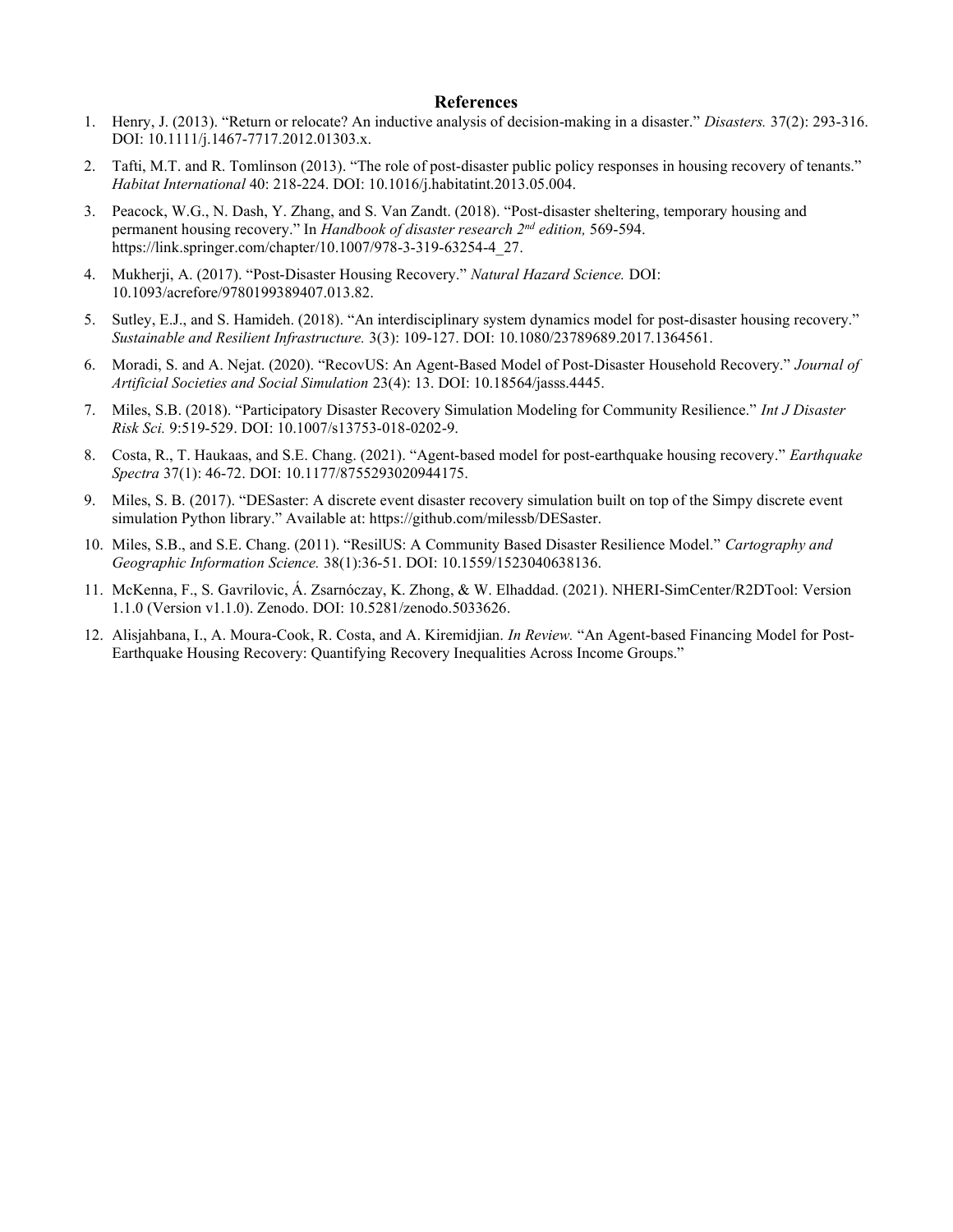## References

1. Henry, J. (2013). "Return or relocate? An inductive analysis of decision-making in a disaster." *Disasters.* 37(2): 293-316. DOI: 10.1111/j.1467-7717.2012.01303.x.
2. Tafti, M.T. and R. Tomlinson (2013). "The role of post-disaster public policy responses in housing recovery of tenants." *Habitat International* 40: 218-224. DOI: 10.1016/j.habitatint.2013.05.004.
3. Peacock, W.G., N. Dash, Y. Zhang, and S. Van Zandt. (2018). "Post-disaster sheltering, temporary housing and permanent housing recovery." In *Handbook of disaster research 2nd edition,* 569-594. https://link.springer.com/chapter/10.1007/978-3-319-63254-4_27.
4. Mukherji, A. (2017). "Post-Disaster Housing Recovery." *Natural Hazard Science.* DOI: 10.1093/acrefore/9780199389407.013.82.
5. Sutley, E.J., and S. Hamideh. (2018). "An interdisciplinary system dynamics model for post-disaster housing recovery." *Sustainable and Resilient Infrastructure.* 3(3): 109-127. DOI: 10.1080/23789689.2017.1364561.
6. Moradi, S. and A. Nejat. (2020). "RecovUS: An Agent-Based Model of Post-Disaster Household Recovery." *Journal of Artificial Societies and Social Simulation* 23(4): 13. DOI: 10.18564/jasss.4445.
7. Miles, S.B. (2018). "Participatory Disaster Recovery Simulation Modeling for Community Resilience." *Int J Disaster Risk Sci.* 9:519-529. DOI: 10.1007/s13753-018-0202-9.
8. Costa, R., T. Haukaas, and S.E. Chang. (2021). "Agent-based model for post-earthquake housing recovery." *Earthquake Spectra* 37(1): 46-72. DOI: 10.1177/8755293020944175.
9. Miles, S. B. (2017). "DESaster: A discrete event disaster recovery simulation built on top of the Simpy discrete event simulation Python library." Available at: https://github.com/milessb/DESaster.
10. Miles, S.B., and S.E. Chang. (2011). "ResilUS: A Community Based Disaster Resilience Model." *Cartography and Geographic Information Science.* 38(1):36-51. DOI: 10.1559/1523040638136.
11. McKenna, F., S. Gavrilovic, Á. Zsarnóczay, K. Zhong, & W. Elhaddad. (2021). NHERI-SimCenter/R2DTool: Version 1.1.0 (Version v1.1.0). Zenodo. DOI: 10.5281/zenodo.5033626.
12. Alisjahbana, I., A. Moura-Cook, R. Costa, and A. Kiremidjian. *In Review.* "An Agent-based Financing Model for Post-Earthquake Housing Recovery: Quantifying Recovery Inequalities Across Income Groups."